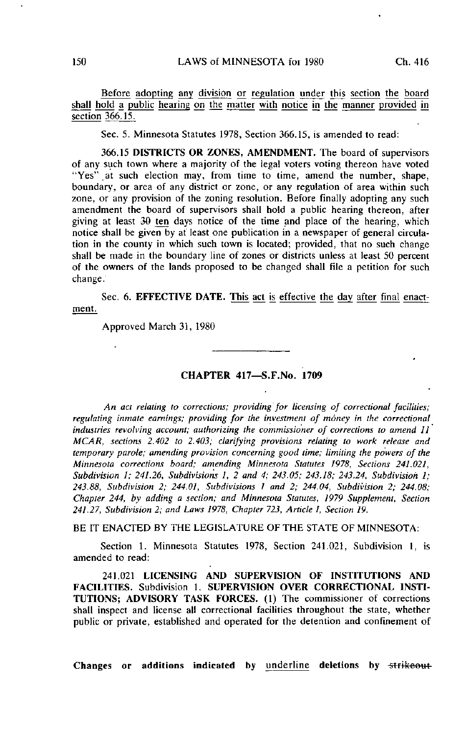Before adopting any division or regulation under this section the board shall hold a public hearing on the matter with notice in the manner provided in section 366.15.

Sec. 5. Minnesota Statutes 1978, Section 366.15, is amended to read:

366.15 **DISTRICTS OR ZONES, AMENDMENT.** The board of supervisors of any such town where a majority of the legal voters voting thereon have voted "Yes" at such election may, from time to time, amend the number, shape, boundary, or area of any district or zone, or any regulation of area within such zone, or any provision of the zoning resolution. Before finally adopting any such amendment the board of supervisors shall hold a public hearing thereon, after giving at least ~~30~~ ten days notice of the time and place of the hearing, which notice shall be given by at least one publication in a newspaper of general circulation in the county in which such town is located; provided, that no such change shall be made in the boundary line of zones or districts unless at least 50 percent of the owners of the lands proposed to be changed shall file a petition for such change.

Sec. 6. **EFFECTIVE DATE.** This act is effective the day after final enactment.

Approved March 31, 1980

---

## CHAPTER 417—S.F.No. 1709

*An act relating to corrections; providing for licensing of correctional facilities; regulating inmate earnings; providing for the investment of money in the correctional industries revolving account; authorizing the commissioner of corrections to amend 11 MCAR, sections 2.402 to 2.403; clarifying provisions relating to work release and temporary parole; amending provision concerning good time; limiting the powers of the Minnesota corrections board; amending Minnesota Statutes 1978, Sections 241.021, Subdivision 1; 241.26, Subdivisions 1, 2 and 4; 243.05; 243.18; 243.24, Subdivision 1; 243.88, Subdivision 2; 244.01, Subdivisions 1 and 2; 244.04, Subdivision 2; 244.08; Chapter 244, by adding a section; and Minnesota Statutes, 1979 Supplement, Section 241.27, Subdivision 2; and Laws 1978, Chapter 723, Article I, Section 19.*

BE IT ENACTED BY THE LEGISLATURE OF THE STATE OF MINNESOTA:

Section 1. Minnesota Statutes 1978, Section 241.021, Subdivision 1, is amended to read:

241.021 **LICENSING AND SUPERVISION OF INSTITUTIONS AND FACILITIES.** Subdivision 1. **SUPERVISION OVER CORRECTIONAL INSTITUTIONS; ADVISORY TASK FORCES.** (1) The commissioner of corrections shall inspect and license all correctional facilities throughout the state, whether public or private, established and operated for the detention and confinement of

**Changes or additions indicated by** underline **deletions by** ~~strikeout~~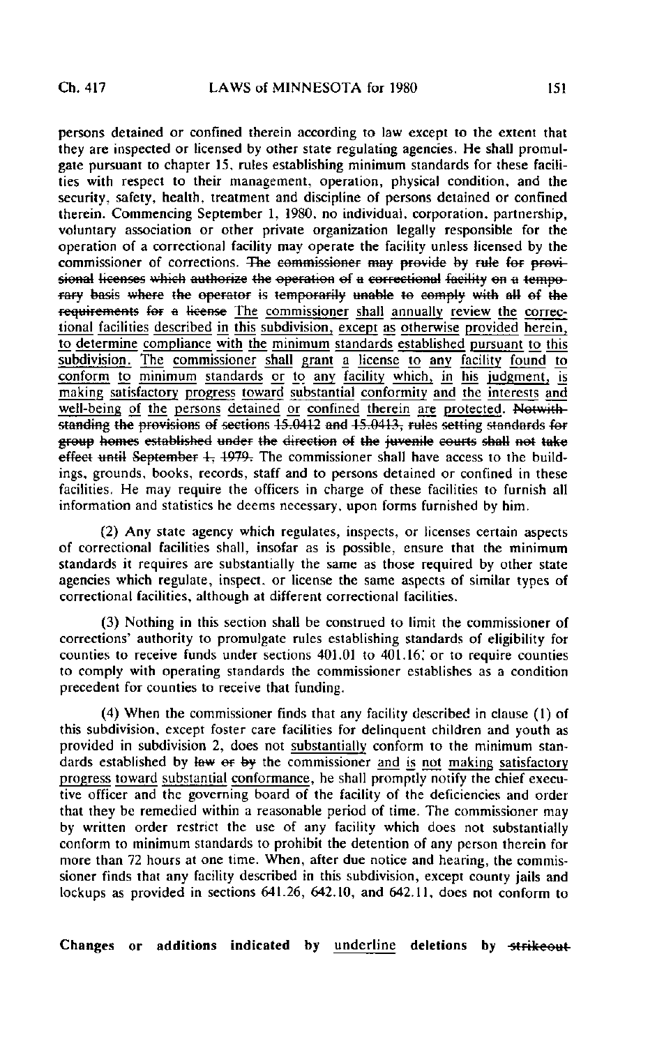persons detained or confined therein according to law except to the extent that they are inspected or licensed by other state regulating agencies. He shall promulgate pursuant to chapter 15, rules establishing minimum standards for these facilities with respect to their management, operation, physical condition, and the security, safety, health, treatment and discipline of persons detained or confined therein. Commencing September 1, 1980, no individual, corporation, partnership, voluntary association or other private organization legally responsible for the operation of a correctional facility may operate the facility unless licensed by the commissioner of corrections. ~~The commissioner may provide by rule for provisional licenses which authorize the operation of a correctional facility on a temporary basis where the operator is temporarily unable to comply with all of the requirements for a license~~ <u>The commissioner shall annually review the correctional facilities described in this subdivision, except as otherwise provided herein, to determine compliance with the minimum standards established pursuant to this subdivision. The commissioner shall grant a license to any facility found to conform to minimum standards or to any facility which, in his judgment, is making satisfactory progress toward substantial conformity and the interests and well-being of the persons detained or confined therein are protected.</u> ~~Notwithstanding the provisions of sections 15.0412 and 15.0413, rules setting standards for group homes established under the direction of the juvenile courts shall not take effect until September 1, 1979.~~ The commissioner shall have access to the buildings, grounds, books, records, staff and to persons detained or confined in these facilities. He may require the officers in charge of these facilities to furnish all information and statistics he deems necessary, upon forms furnished by him.

(2) Any state agency which regulates, inspects, or licenses certain aspects of correctional facilities shall, insofar as is possible, ensure that the minimum standards it requires are substantially the same as those required by other state agencies which regulate, inspect, or license the same aspects of similar types of correctional facilities, although at different correctional facilities.

(3) Nothing in this section shall be construed to limit the commissioner of corrections' authority to promulgate rules establishing standards of eligibility for counties to receive funds under sections 401.01 to 401.16; or to require counties to comply with operating standards the commissioner establishes as a condition precedent for counties to receive that funding.

(4) When the commissioner finds that any facility described in clause (1) of this subdivision, except foster care facilities for delinquent children and youth as provided in subdivision 2, does not <u>substantially</u> conform to the minimum standards established by ~~law or by~~ the commissioner <u>and is not making satisfactory progress toward substantial conformance</u>, he shall promptly notify the chief executive officer and the governing board of the facility of the deficiencies and order that they be remedied within a reasonable period of time. The commissioner may by written order restrict the use of any facility which does not substantially conform to minimum standards to prohibit the detention of any person therein for more than 72 hours at one time. When, after due notice and hearing, the commissioner finds that any facility described in this subdivision, except county jails and lockups as provided in sections 641.26, 642.10, and 642.11, does not conform to

Changes or additions indicated by <u>underline</u> deletions by ~~strikeout~~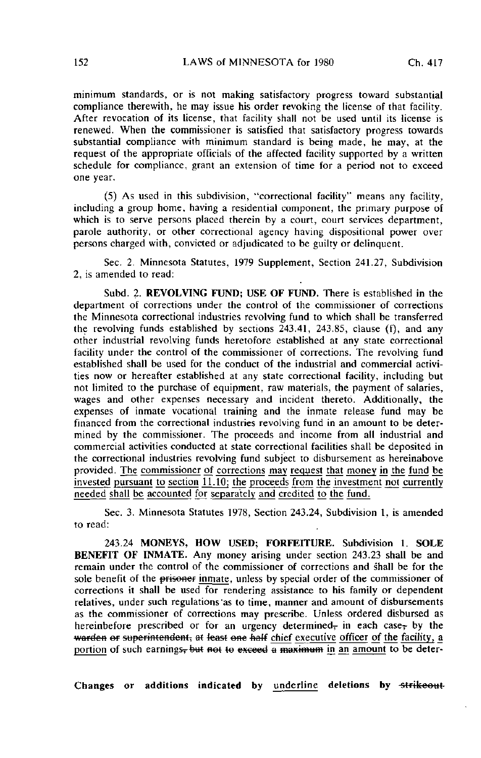minimum standards, or is not making satisfactory progress toward substantial compliance therewith, he may issue his order revoking the license of that facility. After revocation of its license, that facility shall not be used until its license is renewed. When the commissioner is satisfied that satisfactory progress towards substantial compliance with minimum standard is being made, he may, at the request of the appropriate officials of the affected facility supported by a written schedule for compliance, grant an extension of time for a period not to exceed one year.

(5) As used in this subdivision, "correctional facility" means any facility, including a group home, having a residential component, the primary purpose of which is to serve persons placed therein by a court, court services department, parole authority, or other correctional agency having dispositional power over persons charged with, convicted or adjudicated to be guilty or delinquent.

Sec. 2. Minnesota Statutes, 1979 Supplement, Section 241.27, Subdivision 2, is amended to read:

Subd. 2. **REVOLVING FUND; USE OF FUND.** There is established in the department of corrections under the control of the commissioner of corrections the Minnesota correctional industries revolving fund to which shall be transferred the revolving funds established by sections 243.41, 243.85, clause (f), and any other industrial revolving funds heretofore established at any state correctional facility under the control of the commissioner of corrections. The revolving fund established shall be used for the conduct of the industrial and commercial activities now or hereafter established at any state correctional facility, including but not limited to the purchase of equipment, raw materials, the payment of salaries, wages and other expenses necessary and incident thereto. Additionally, the expenses of inmate vocational training and the inmate release fund may be financed from the correctional industries revolving fund in an amount to be determined by the commissioner. The proceeds and income from all industrial and commercial activities conducted at state correctional facilities shall be deposited in the correctional industries revolving fund subject to disbursement as hereinabove provided. <u>The commissioner of corrections may request that money in the fund be invested pursuant to section 11.10; the proceeds from the investment not currently needed shall be accounted for separately and credited to the fund.</u>

Sec. 3. Minnesota Statutes 1978, Section 243.24, Subdivision 1, is amended to read:

243.24 **MONEYS, HOW USED; FORFEITURE.** Subdivision 1. **SOLE BENEFIT OF INMATE.** Any money arising under section 243.23 shall be and remain under the control of the commissioner of corrections and shall be for the sole benefit of the ~~prisoner~~ <u>inmate</u>, unless by special order of the commissioner of corrections it shall be used for rendering assistance to his family or dependent relatives, under such regulations as to time, manner and amount of disbursements as the commissioner of corrections may prescribe. Unless ordered disbursed as hereinbefore prescribed or for an urgency determined~~,~~ in each case~~,~~ by the ~~warden or superintendent, at least one half~~ <u>chief executive officer of the facility, a portion</u> of such earnings~~, but not to exceed a maximum~~ <u>in an amount</u> to be deter-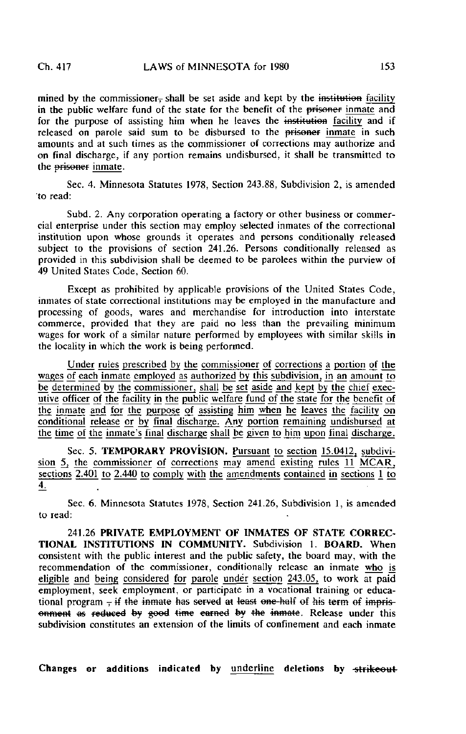mined by the commissioner~~,~~ shall be set aside and kept by the ~~institution~~ <u>facility</u> in the public welfare fund of the state for the benefit of the ~~prisoner~~ <u>inmate</u> and for the purpose of assisting him when he leaves the ~~institution~~ <u>facility</u> and if released on parole said sum to be disbursed to the ~~prisoner~~ <u>inmate</u> in such amounts and at such times as the commissioner of corrections may authorize and on final discharge, if any portion remains undisbursed, it shall be transmitted to the ~~prisoner~~ <u>inmate</u>.

Sec. 4. Minnesota Statutes 1978, Section 243.88, Subdivision 2, is amended to read:

Subd. 2. Any corporation operating a factory or other business or commercial enterprise under this section may employ selected inmates of the correctional institution upon whose grounds it operates and persons conditionally released subject to the provisions of section 241.26. Persons conditionally released as provided in this subdivision shall be deemed to be parolees within the purview of 49 United States Code, Section 60.

Except as prohibited by applicable provisions of the United States Code, inmates of state correctional institutions may be employed in the manufacture and processing of goods, wares and merchandise for introduction into interstate commerce, provided that they are paid no less than the prevailing minimum wages for work of a similar nature performed by employees with similar skills in the locality in which the work is being performed.

<u>Under rules prescribed by the commissioner of corrections a portion of the wages of each inmate employed as authorized by this subdivision, in an amount to be determined by the commissioner, shall be set aside and kept by the chief executive officer of the facility in the public welfare fund of the state for the benefit of the inmate and for the purpose of assisting him when he leaves the facility on conditional release or by final discharge. Any portion remaining undisbursed at the time of the inmate's final discharge shall be given to him upon final discharge.</u>

Sec. 5. **TEMPORARY PROVISION.** <u>Pursuant to section 15.0412, subdivision 5, the commissioner of corrections may amend existing rules 11 MCAR, sections 2.401 to 2.440 to comply with the amendments contained in sections 1 to 4.</u>

Sec. 6. Minnesota Statutes 1978, Section 241.26, Subdivision 1, is amended to read:

241.26 **PRIVATE EMPLOYMENT OF INMATES OF STATE CORRECTIONAL INSTITUTIONS IN COMMUNITY.** Subdivision 1. **BOARD.** When consistent with the public interest and the public safety, the board may, with the recommendation of the commissioner, conditionally release an inmate <u>who is eligible and being considered for parole under section 243.05,</u> to work at paid employment, seek employment, or participate in a vocational training or educational program ~~, if the inmate has served at least one-half of his term of imprisonment as reduced by good time earned by the inmate~~. Release under this subdivision constitutes an extension of the limits of confinement and each inmate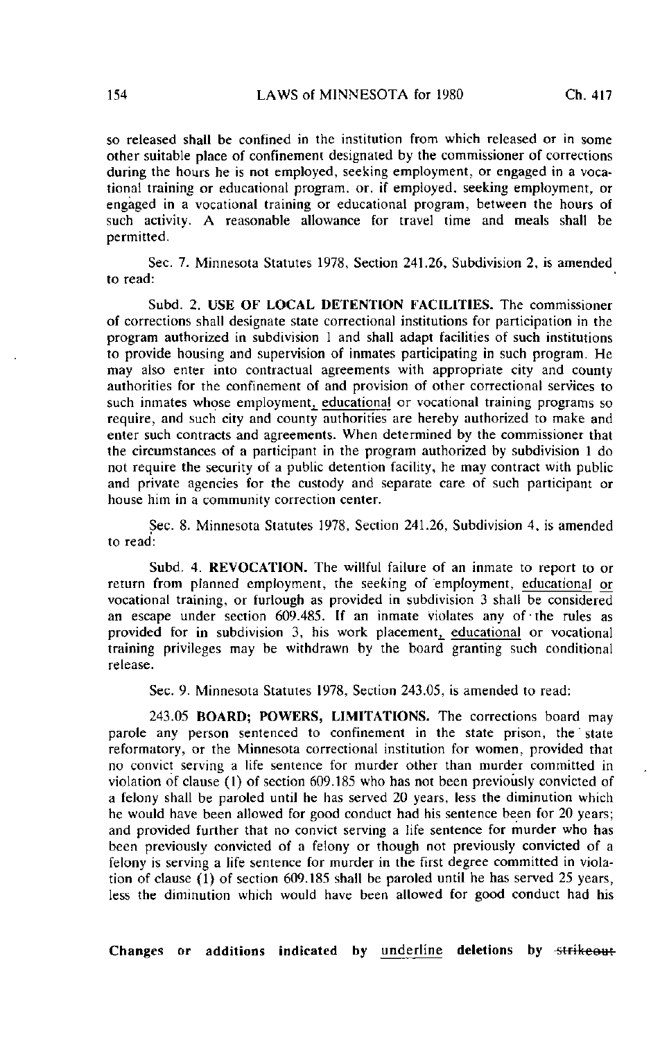so released shall be confined in the institution from which released or in some other suitable place of confinement designated by the commissioner of corrections during the hours he is not employed, seeking employment, or engaged in a vocational training or educational program, or, if employed, seeking employment, or engaged in a vocational training or educational program, between the hours of such activity. A reasonable allowance for travel time and meals shall be permitted.

Sec. 7. Minnesota Statutes 1978, Section 241.26, Subdivision 2, is amended to read:

Subd. 2. **USE OF LOCAL DETENTION FACILITIES.** The commissioner of corrections shall designate state correctional institutions for participation in the program authorized in subdivision 1 and shall adapt facilities of such institutions to provide housing and supervision of inmates participating in such program. He may also enter into contractual agreements with appropriate city and county authorities for the confinement of and provision of other correctional services to such inmates whose employment, educational or vocational training programs so require, and such city and county authorities are hereby authorized to make and enter such contracts and agreements. When determined by the commissioner that the circumstances of a participant in the program authorized by subdivision 1 do not require the security of a public detention facility, he may contract with public and private agencies for the custody and separate care of such participant or house him in a community correction center.

Sec. 8. Minnesota Statutes 1978, Section 241.26, Subdivision 4, is amended to read:

Subd. 4. **REVOCATION.** The willful failure of an inmate to report to or return from planned employment, the seeking of employment, educational or vocational training, or furlough as provided in subdivision 3 shall be considered an escape under section 609.485. If an inmate violates any of the rules as provided for in subdivision 3, his work placement, educational or vocational training privileges may be withdrawn by the board granting such conditional release.

Sec. 9. Minnesota Statutes 1978, Section 243.05, is amended to read:

243.05 **BOARD; POWERS, LIMITATIONS.** The corrections board may parole any person sentenced to confinement in the state prison, the state reformatory, or the Minnesota correctional institution for women, provided that no convict serving a life sentence for murder other than murder committed in violation of clause (1) of section 609.185 who has not been previously convicted of a felony shall be paroled until he has served 20 years, less the diminution which he would have been allowed for good conduct had his sentence been for 20 years; and provided further that no convict serving a life sentence for murder who has been previously convicted of a felony or though not previously convicted of a felony is serving a life sentence for murder in the first degree committed in violation of clause (1) of section 609.185 shall be paroled until he has served 25 years, less the diminution which would have been allowed for good conduct had his

**Changes or additions indicated by** underline **deletions by** ~~strikeout~~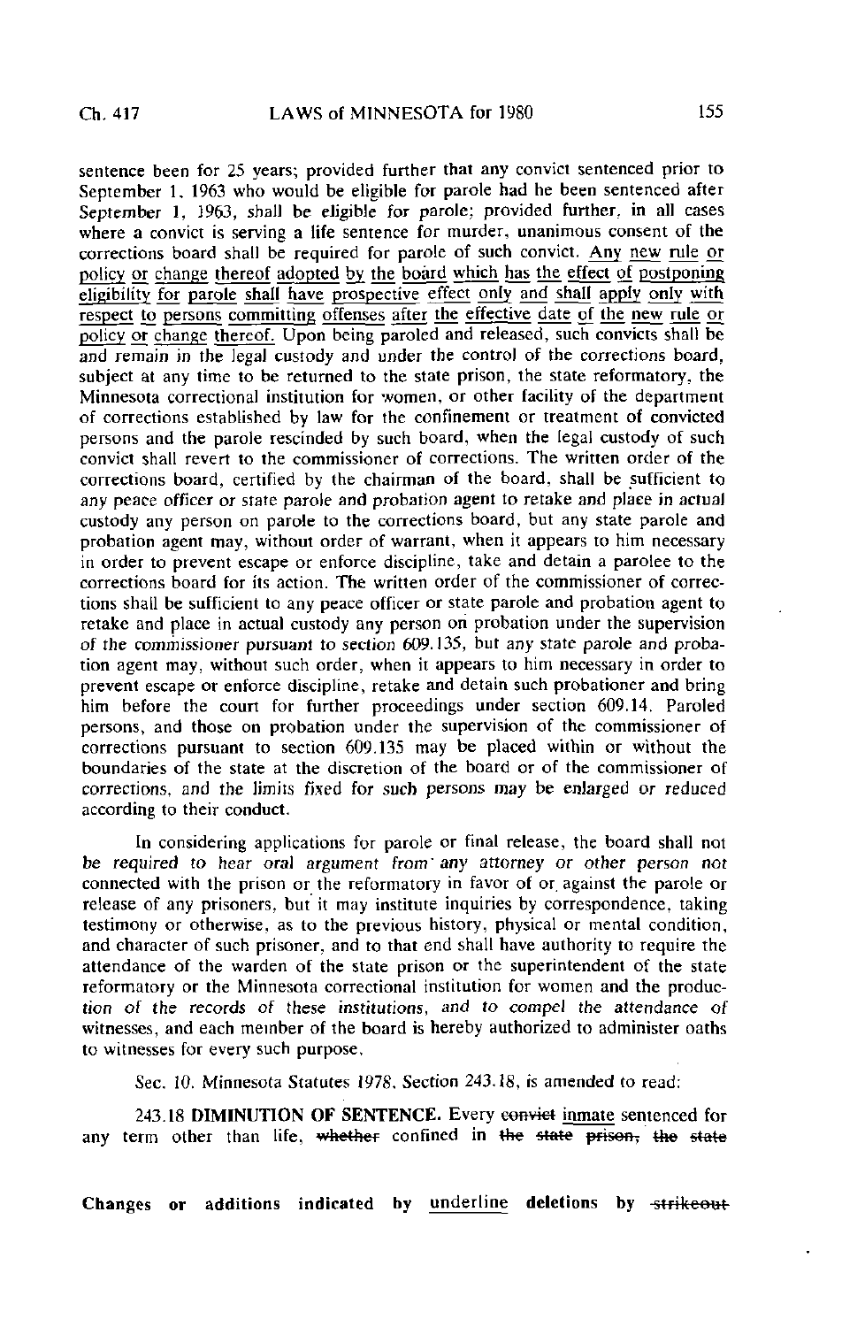sentence been for 25 years; provided further that any convict sentenced prior to September 1, 1963 who would be eligible for parole had he been sentenced after September 1, 1963, shall be eligible for parole; provided further, in all cases where a convict is serving a life sentence for murder, unanimous consent of the corrections board shall be required for parole of such convict. <u>Any new rule or policy or change thereof adopted by the board which has the effect of postponing eligibility for parole shall have prospective effect only and shall apply only with respect to persons committing offenses after the effective date of the new rule or policy or change thereof.</u> Upon being paroled and released, such convicts shall be and remain in the legal custody and under the control of the corrections board, subject at any time to be returned to the state prison, the state reformatory, the Minnesota correctional institution for women, or other facility of the department of corrections established by law for the confinement or treatment of convicted persons and the parole rescinded by such board, when the legal custody of such convict shall revert to the commissioner of corrections. The written order of the corrections board, certified by the chairman of the board, shall be sufficient to any peace officer or state parole and probation agent to retake and place in actual custody any person on parole to the corrections board, but any state parole and probation agent may, without order of warrant, when it appears to him necessary in order to prevent escape or enforce discipline, take and detain a parolee to the corrections board for its action. The written order of the commissioner of corrections shall be sufficient to any peace officer or state parole and probation agent to retake and place in actual custody any person on probation under the supervision of the commissioner pursuant to section 609.135, but any state parole and probation agent may, without such order, when it appears to him necessary in order to prevent escape or enforce discipline, retake and detain such probationer and bring him before the court for further proceedings under section 609.14. Paroled persons, and those on probation under the supervision of the commissioner of corrections pursuant to section 609.135 may be placed within or without the boundaries of the state at the discretion of the board or of the commissioner of corrections, and the limits fixed for such persons may be enlarged or reduced according to their conduct.

In considering applications for parole or final release, the board shall not be required to hear oral argument from any attorney or other person not connected with the prison or the reformatory in favor of or against the parole or release of any prisoners, but it may institute inquiries by correspondence, taking testimony or otherwise, as to the previous history, physical or mental condition, and character of such prisoner, and to that end shall have authority to require the attendance of the warden of the state prison or the superintendent of the state reformatory or the Minnesota correctional institution for women and the production of the records of these institutions, and to compel the attendance of witnesses, and each member of the board is hereby authorized to administer oaths to witnesses for every such purpose.

Sec. 10. Minnesota Statutes 1978, Section 243.18, is amended to read:

243.18 **DIMINUTION OF SENTENCE.** Every ~~convict~~ <u>inmate</u> sentenced for any term other than life, ~~whether~~ confined in ~~the state prison, the state~~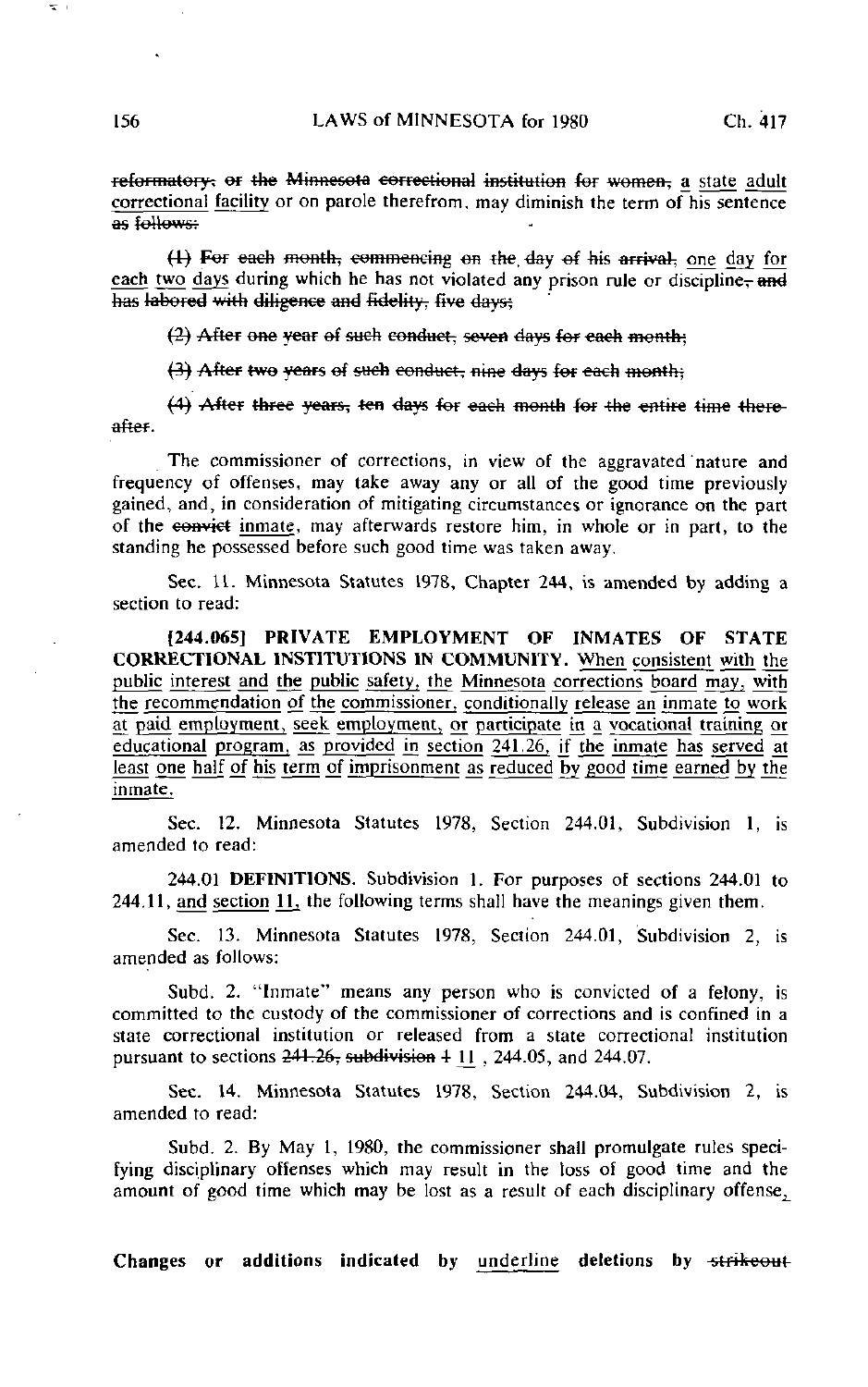~~reformatory, or the Minnesota correctional institution for women,~~ <u>a state adult correctional facility</u> or on parole therefrom, may diminish the term of his sentence ~~as follows:~~

~~(1) For each month, commencing on the day of his arrival,~~ <u>one day for each two days</u> during which he has not violated any prison rule or discipline~~, and has labored with diligence and fidelity, five days;~~

~~(2) After one year of such conduct, seven days for each month;~~

~~(3) After two years of such conduct, nine days for each month;~~

~~(4) After three years, ten days for each month for the entire time thereafter.~~

The commissioner of corrections, in view of the aggravated nature and frequency of offenses, may take away any or all of the good time previously gained, and, in consideration of mitigating circumstances or ignorance on the part of the ~~convict~~ <u>inmate</u>, may afterwards restore him, in whole or in part, to the standing he possessed before such good time was taken away.

Sec. 11. Minnesota Statutes 1978, Chapter 244, is amended by adding a section to read:

**[244.065] PRIVATE EMPLOYMENT OF INMATES OF STATE CORRECTIONAL INSTITUTIONS IN COMMUNITY.** <u>When consistent with the public interest and the public safety, the Minnesota corrections board may, with the recommendation of the commissioner, conditionally release an inmate to work at paid employment, seek employment, or participate in a vocational training or educational program, as provided in section 241.26, if the inmate has served at least one half of his term of imprisonment as reduced by good time earned by the inmate.</u>

Sec. 12. Minnesota Statutes 1978, Section 244.01, Subdivision 1, is amended to read:

244.01 **DEFINITIONS.** Subdivision 1. For purposes of sections 244.01 to 244.11, <u>and section 11,</u> the following terms shall have the meanings given them.

Sec. 13. Minnesota Statutes 1978, Section 244.01, Subdivision 2, is amended as follows:

Subd. 2. "Inmate" means any person who is convicted of a felony, is committed to the custody of the commissioner of corrections and is confined in a state correctional institution or released from a state correctional institution pursuant to sections ~~241.26, subdivision 1~~ <u>11</u> , 244.05, and 244.07.

Sec. 14. Minnesota Statutes 1978, Section 244.04, Subdivision 2, is amended to read:

Subd. 2. By May 1, 1980, the commissioner shall promulgate rules specifying disciplinary offenses which may result in the loss of good time and the amount of good time which may be lost as a result of each disciplinary offense<u>,</u>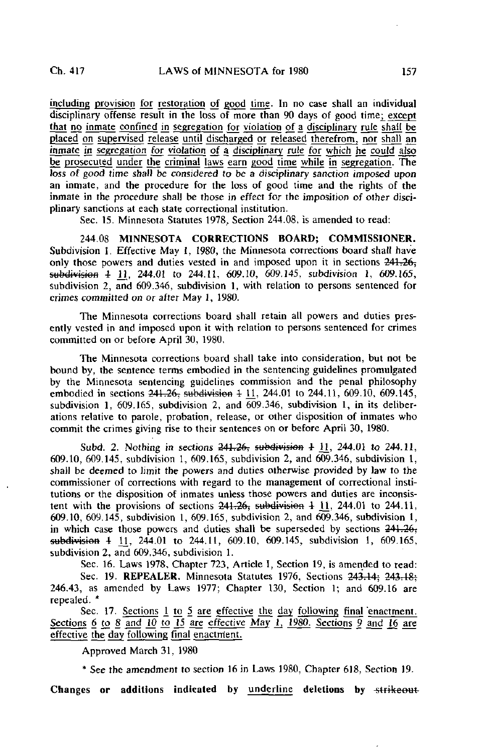including provision for restoration of good time. In no case shall an individual disciplinary offense result in the loss of more than 90 days of good time; except that no inmate confined in segregation for violation of a disciplinary rule shall be placed on supervised release until discharged or released therefrom, nor shall an inmate in segregation for violation of a disciplinary rule for which he could also be prosecuted under the criminal laws earn good time while in segregation. The loss of good time shall be considered to be a disciplinary sanction imposed upon an inmate, and the procedure for the loss of good time and the rights of the inmate in the procedure shall be those in effect for the imposition of other disciplinary sanctions at each state correctional institution.

Sec. 15. Minnesota Statutes 1978, Section 244.08, is amended to read:

244.08 **MINNESOTA CORRECTIONS BOARD; COMMISSIONER.** Subdivision 1. Effective May 1, 1980, the Minnesota corrections board shall have only those powers and duties vested in and imposed upon it in sections ~~241.26, subdivision 1~~ 11, 244.01 to 244.11, 609.10, 609.145, subdivision 1, 609.165, subdivision 2, and 609.346, subdivision 1, with relation to persons sentenced for crimes committed on or after May 1, 1980.

The Minnesota corrections board shall retain all powers and duties presently vested in and imposed upon it with relation to persons sentenced for crimes committed on or before April 30, 1980.

The Minnesota corrections board shall take into consideration, but not be bound by, the sentence terms embodied in the sentencing guidelines promulgated by the Minnesota sentencing guidelines commission and the penal philosophy embodied in sections ~~241.26, subdivision 1~~ 11, 244.01 to 244.11, 609.10, 609.145, subdivision 1, 609.165, subdivision 2, and 609.346, subdivision 1, in its deliberations relative to parole, probation, release, or other disposition of inmates who commit the crimes giving rise to their sentences on or before April 30, 1980.

Subd. 2. Nothing in sections ~~241.26, subdivision 1~~ 11, 244.01 to 244.11, 609.10, 609.145, subdivision 1, 609.165, subdivision 2, and 609.346, subdivision 1, shall be deemed to limit the powers and duties otherwise provided by law to the commissioner of corrections with regard to the management of correctional institutions or the disposition of inmates unless those powers and duties are inconsistent with the provisions of sections ~~241.26, subdivision 1~~ 11, 244.01 to 244.11, 609.10, 609.145, subdivision 1, 609.165, subdivision 2, and 609.346, subdivision 1, in which case those powers and duties shall be superseded by sections ~~241.26, subdivision 1~~ 11, 244.01 to 244.11, 609.10, 609.145, subdivision 1, 609.165, subdivision 2, and 609.346, subdivision 1.

Sec. 16. Laws 1978, Chapter 723, Article I, Section 19, is amended to read:

Sec. 19. **REPEALER.** Minnesota Statutes 1976, Sections ~~243.14; 243.18;~~ 246.43, as amended by Laws 1977; Chapter 130, Section 1; and 609.16 are repealed. *

Sec. 17. Sections 1 to 5 are effective the day following final enactment. Sections 6 to 8 and 10 to 15 are effective May 1, 1980. Sections 9 and 16 are effective the day following final enactment.

Approved March 31, 1980

\* See the amendment to section 16 in Laws 1980, Chapter 618, Section 19.

**Changes or additions indicated by underline deletions by ~~strikeout~~**